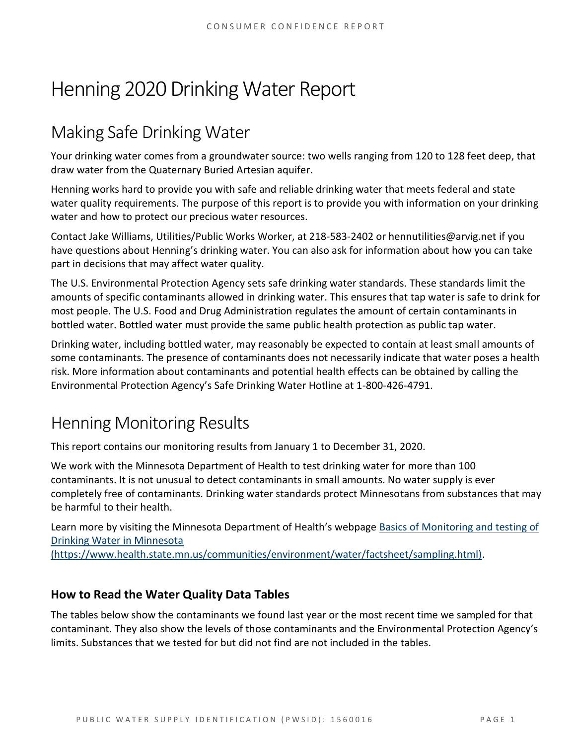# Henning 2020 Drinking Water Report

## Making Safe Drinking Water

Your drinking water comes from a groundwater source: two wells ranging from 120 to 128 feet deep, that draw water from the Quaternary Buried Artesian aquifer.

Henning works hard to provide you with safe and reliable drinking water that meets federal and state water quality requirements. The purpose of this report is to provide you with information on your drinking water and how to protect our precious water resources.

Contact Jake Williams, Utilities/Public Works Worker, at 218-583-2402 or hennutilities@arvig.net if you have questions about Henning's drinking water. You can also ask for information about how you can take part in decisions that may affect water quality.

The U.S. Environmental Protection Agency sets safe drinking water standards. These standards limit the amounts of specific contaminants allowed in drinking water. This ensures that tap water is safe to drink for most people. The U.S. Food and Drug Administration regulates the amount of certain contaminants in bottled water. Bottled water must provide the same public health protection as public tap water.

Drinking water, including bottled water, may reasonably be expected to contain at least small amounts of some contaminants. The presence of contaminants does not necessarily indicate that water poses a health risk. More information about contaminants and potential health effects can be obtained by calling the Environmental Protection Agency's Safe Drinking Water Hotline at 1-800-426-4791.

## Henning Monitoring Results

This report contains our monitoring results from January 1 to December 31, 2020.

We work with the Minnesota Department of Health to test drinking water for more than 100 contaminants. It is not unusual to detect contaminants in small amounts. No water supply is ever completely free of contaminants. Drinking water standards protect Minnesotans from substances that may be harmful to their health.

Learn more by visiting the Minnesota Department of Health's webpage [Basics of Monitoring and testing of Drinking Water in Minnesota (https://www.health.state.mn.us/communities/environment/water/factsheet/sampling.html)](https://www.health.state.mn.us/communities/environment/water/factsheet/sampling.html).

### How to Read the Water Quality Data Tables

The tables below show the contaminants we found last year or the most recent time we sampled for that contaminant. They also show the levels of those contaminants and the Environmental Protection Agency's limits. Substances that we tested for but did not find are not included in the tables.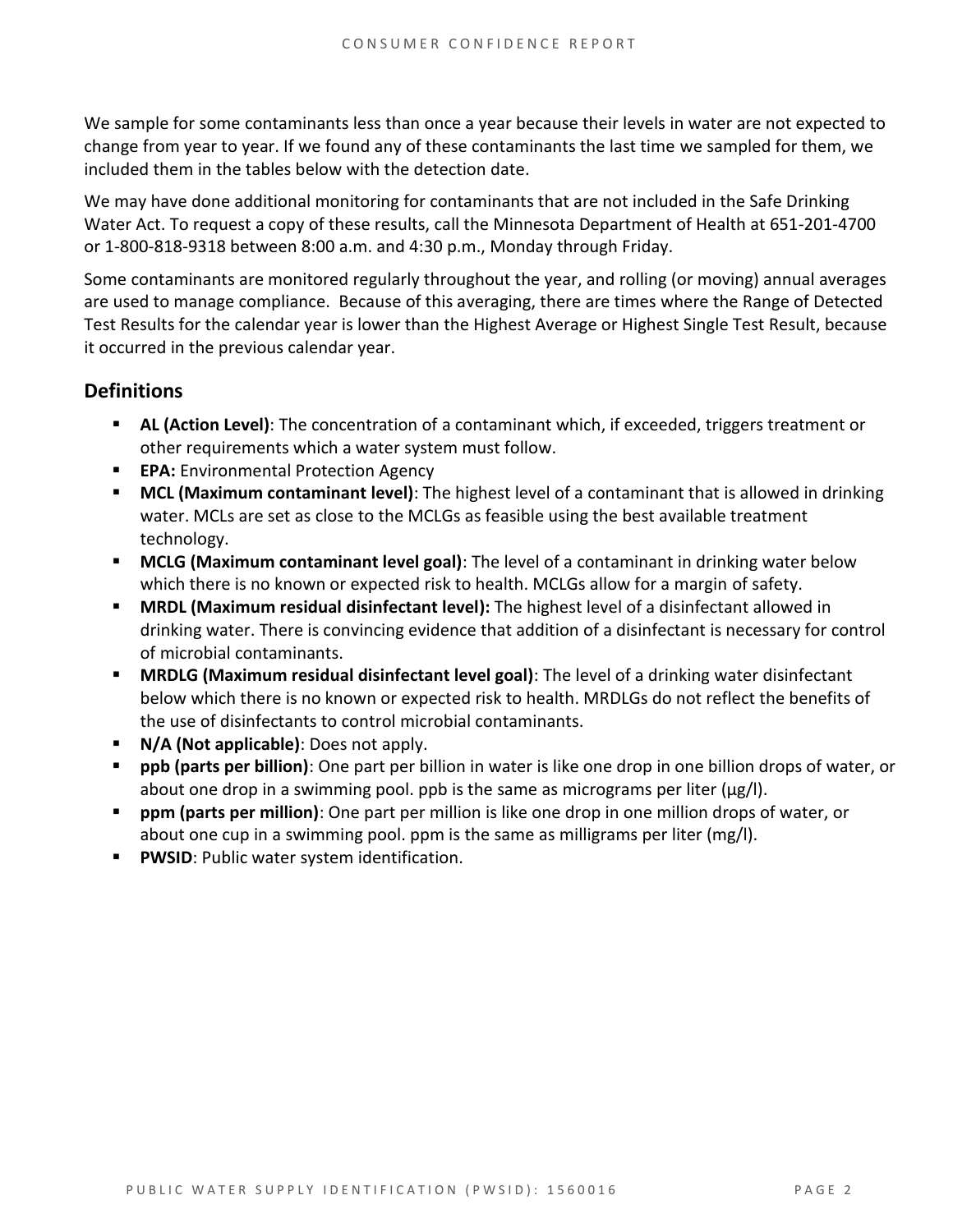We sample for some contaminants less than once a year because their levels in water are not expected to change from year to year. If we found any of these contaminants the last time we sampled for them, we included them in the tables below with the detection date.

We may have done additional monitoring for contaminants that are not included in the Safe Drinking Water Act. To request a copy of these results, call the Minnesota Department of Health at 651-201-4700 or 1-800-818-9318 between 8:00 a.m. and 4:30 p.m., Monday through Friday.

Some contaminants are monitored regularly throughout the year, and rolling (or moving) annual averages are used to manage compliance. Because of this averaging, there are times where the Range of Detected Test Results for the calendar year is lower than the Highest Average or Highest Single Test Result, because it occurred in the previous calendar year.

## Definitions

- **AL (Action Level)**: The concentration of a contaminant which, if exceeded, triggers treatment or other requirements which a water system must follow.
- **EPA:** Environmental Protection Agency
- **MCL (Maximum contaminant level)**: The highest level of a contaminant that is allowed in drinking water. MCLs are set as close to the MCLGs as feasible using the best available treatment technology.
- **MCLG (Maximum contaminant level goal)**: The level of a contaminant in drinking water below which there is no known or expected risk to health. MCLGs allow for a margin of safety.
- **MRDL (Maximum residual disinfectant level):** The highest level of a disinfectant allowed in drinking water. There is convincing evidence that addition of a disinfectant is necessary for control of microbial contaminants.
- **MRDLG (Maximum residual disinfectant level goal)**: The level of a drinking water disinfectant below which there is no known or expected risk to health. MRDLGs do not reflect the benefits of the use of disinfectants to control microbial contaminants.
- **N/A (Not applicable)**: Does not apply.
- **ppb (parts per billion)**: One part per billion in water is like one drop in one billion drops of water, or about one drop in a swimming pool. ppb is the same as micrograms per liter (μg/l).
- **ppm (parts per million)**: One part per million is like one drop in one million drops of water, or about one cup in a swimming pool. ppm is the same as milligrams per liter (mg/l).
- **PWSID**: Public water system identification.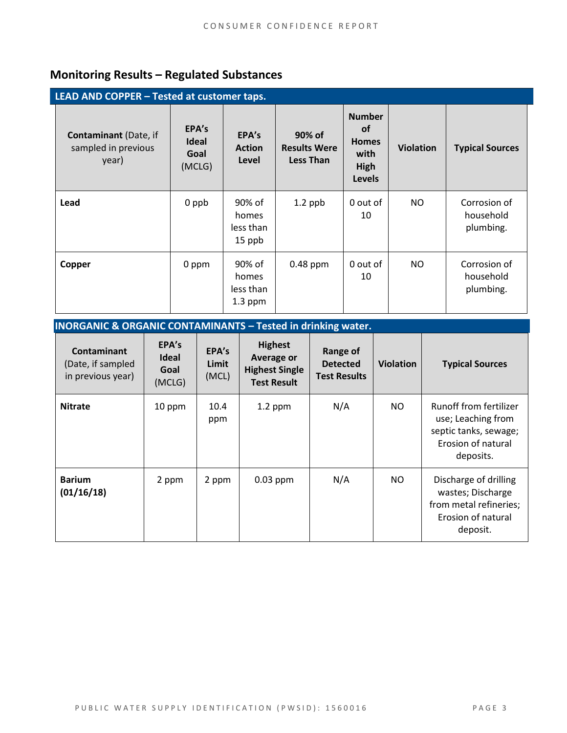## Monitoring Results – Regulated Substances

| LEAD AND COPPER – Tested at customer taps. | | | | | | |
|---|---|---|---|---|---|---|
| **Contaminant** (Date, if sampled in previous year) | **EPA's Ideal Goal** (MCLG) | **EPA's Action Level** | **90% of Results Were Less Than** | **Number of Homes with High Levels** | **Violation** | **Typical Sources** |
| **Lead** | 0 ppb | 90% of homes less than 15 ppb | 1.2 ppb | 0 out of 10 | NO | Corrosion of household plumbing. |
| **Copper** | 0 ppm | 90% of homes less than 1.3 ppm | 0.48 ppm | 0 out of 10 | NO | Corrosion of household plumbing. |

| INORGANIC & ORGANIC CONTAMINANTS – Tested in drinking water. | | | | | | |
|---|---|---|---|---|---|---|
| **Contaminant** (Date, if sampled in previous year) | **EPA's Ideal Goal** (MCLG) | **EPA's Limit** (MCL) | **Highest Average or Highest Single Test Result** | **Range of Detected Test Results** | **Violation** | **Typical Sources** |
| **Nitrate** | 10 ppm | 10.4 ppm | 1.2 ppm | N/A | NO | Runoff from fertilizer use; Leaching from septic tanks, sewage; Erosion of natural deposits. |
| **Barium (01/16/18)** | 2 ppm | 2 ppm | 0.03 ppm | N/A | NO | Discharge of drilling wastes; Discharge from metal refineries; Erosion of natural deposit. |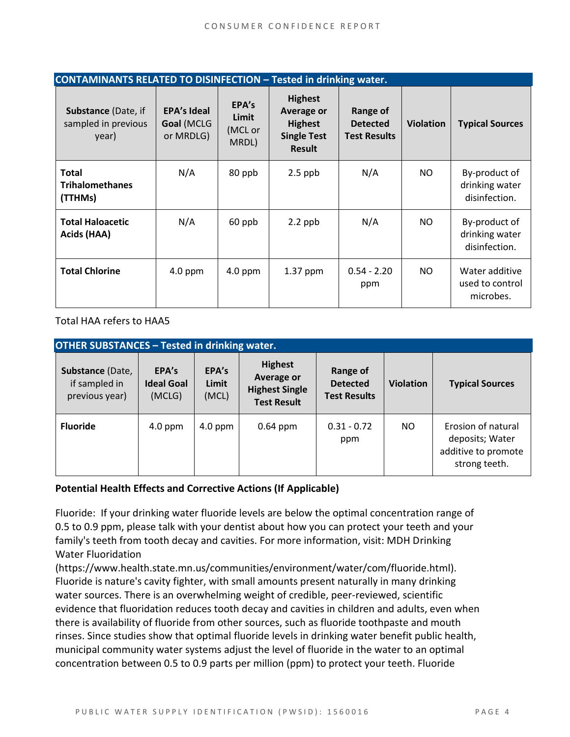| CONTAMINANTS RELATED TO DISINFECTION – Tested in drinking water. | | | | | | |
|---|---|---|---|---|---|---|
| **Substance** (Date, if sampled in previous year) | **EPA's Ideal Goal** (MCLG or MRDLG) | **EPA's Limit** (MCL or MRDL) | **Highest Average or Highest Single Test Result** | **Range of Detected Test Results** | **Violation** | **Typical Sources** |
| **Total Trihalomethanes (TTHMs)** | N/A | 80 ppb | 2.5 ppb | N/A | NO | By-product of drinking water disinfection. |
| **Total Haloacetic Acids (HAA)** | N/A | 60 ppb | 2.2 ppb | N/A | NO | By-product of drinking water disinfection. |
| **Total Chlorine** | 4.0 ppm | 4.0 ppm | 1.37 ppm | 0.54 - 2.20 ppm | NO | Water additive used to control microbes. |

Total HAA refers to HAA5

| OTHER SUBSTANCES – Tested in drinking water. | | | | | | |
|---|---|---|---|---|---|---|
| **Substance** (Date, if sampled in previous year) | **EPA's Ideal Goal** (MCLG) | **EPA's Limit** (MCL) | **Highest Average or Highest Single Test Result** | **Range of Detected Test Results** | **Violation** | **Typical Sources** |
| **Fluoride** | 4.0 ppm | 4.0 ppm | 0.64 ppm | 0.31 - 0.72 ppm | NO | Erosion of natural deposits; Water additive to promote strong teeth. |

**Potential Health Effects and Corrective Actions (If Applicable)**

Fluoride: If your drinking water fluoride levels are below the optimal concentration range of 0.5 to 0.9 ppm, please talk with your dentist about how you can protect your teeth and your family's teeth from tooth decay and cavities. For more information, visit: MDH Drinking Water Fluoridation (https://www.health.state.mn.us/communities/environment/water/com/fluoride.html). Fluoride is nature's cavity fighter, with small amounts present naturally in many drinking water sources. There is an overwhelming weight of credible, peer-reviewed, scientific evidence that fluoridation reduces tooth decay and cavities in children and adults, even when there is availability of fluoride from other sources, such as fluoride toothpaste and mouth rinses. Since studies show that optimal fluoride levels in drinking water benefit public health, municipal community water systems adjust the level of fluoride in the water to an optimal concentration between 0.5 to 0.9 parts per million (ppm) to protect your teeth. Fluoride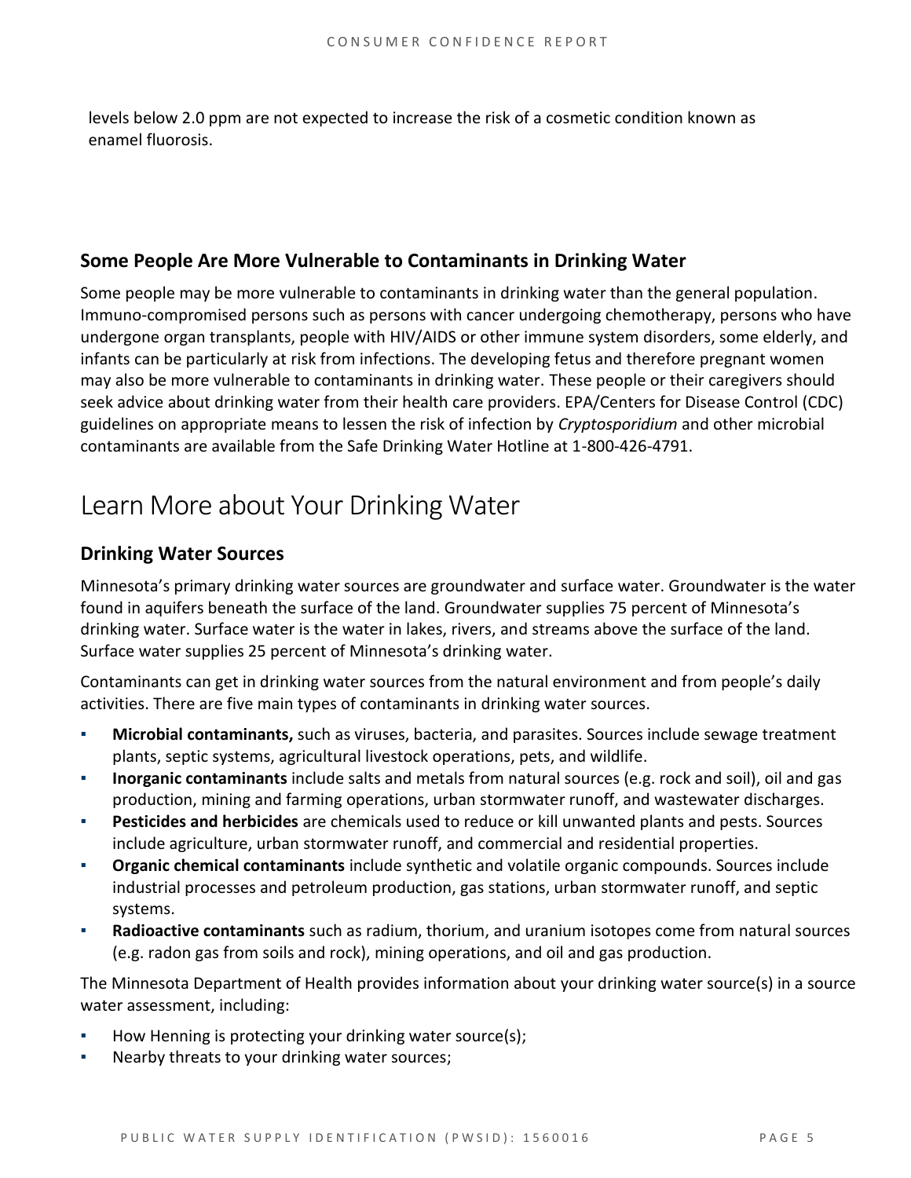levels below 2.0 ppm are not expected to increase the risk of a cosmetic condition known as enamel fluorosis.

### Some People Are More Vulnerable to Contaminants in Drinking Water

Some people may be more vulnerable to contaminants in drinking water than the general population. Immuno-compromised persons such as persons with cancer undergoing chemotherapy, persons who have undergone organ transplants, people with HIV/AIDS or other immune system disorders, some elderly, and infants can be particularly at risk from infections. The developing fetus and therefore pregnant women may also be more vulnerable to contaminants in drinking water. These people or their caregivers should seek advice about drinking water from their health care providers. EPA/Centers for Disease Control (CDC) guidelines on appropriate means to lessen the risk of infection by *Cryptosporidium* and other microbial contaminants are available from the Safe Drinking Water Hotline at 1-800-426-4791.

## Learn More about Your Drinking Water

### Drinking Water Sources

Minnesota's primary drinking water sources are groundwater and surface water. Groundwater is the water found in aquifers beneath the surface of the land. Groundwater supplies 75 percent of Minnesota's drinking water. Surface water is the water in lakes, rivers, and streams above the surface of the land. Surface water supplies 25 percent of Minnesota's drinking water.

Contaminants can get in drinking water sources from the natural environment and from people's daily activities. There are five main types of contaminants in drinking water sources.

- **Microbial contaminants,** such as viruses, bacteria, and parasites. Sources include sewage treatment plants, septic systems, agricultural livestock operations, pets, and wildlife.
- **Inorganic contaminants** include salts and metals from natural sources (e.g. rock and soil), oil and gas production, mining and farming operations, urban stormwater runoff, and wastewater discharges.
- **Pesticides and herbicides** are chemicals used to reduce or kill unwanted plants and pests. Sources include agriculture, urban stormwater runoff, and commercial and residential properties.
- **Organic chemical contaminants** include synthetic and volatile organic compounds. Sources include industrial processes and petroleum production, gas stations, urban stormwater runoff, and septic systems.
- **Radioactive contaminants** such as radium, thorium, and uranium isotopes come from natural sources (e.g. radon gas from soils and rock), mining operations, and oil and gas production.

The Minnesota Department of Health provides information about your drinking water source(s) in a source water assessment, including:

- How Henning is protecting your drinking water source(s);
- Nearby threats to your drinking water sources;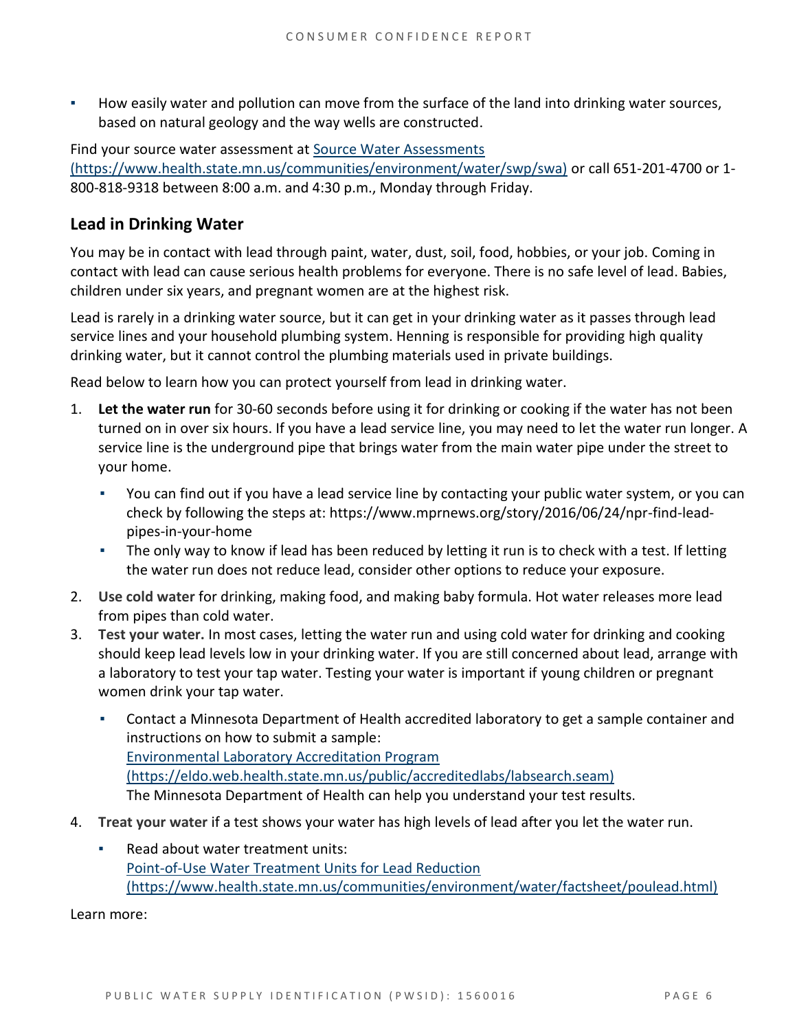- How easily water and pollution can move from the surface of the land into drinking water sources, based on natural geology and the way wells are constructed.

Find your source water assessment at [Source Water Assessments (https://www.health.state.mn.us/communities/environment/water/swp/swa)](https://www.health.state.mn.us/communities/environment/water/swp/swa) or call 651-201-4700 or 1-800-818-9318 between 8:00 a.m. and 4:30 p.m., Monday through Friday.

## Lead in Drinking Water

You may be in contact with lead through paint, water, dust, soil, food, hobbies, or your job. Coming in contact with lead can cause serious health problems for everyone. There is no safe level of lead. Babies, children under six years, and pregnant women are at the highest risk.

Lead is rarely in a drinking water source, but it can get in your drinking water as it passes through lead service lines and your household plumbing system. Henning is responsible for providing high quality drinking water, but it cannot control the plumbing materials used in private buildings.

Read below to learn how you can protect yourself from lead in drinking water.

1. **Let the water run** for 30-60 seconds before using it for drinking or cooking if the water has not been turned on in over six hours. If you have a lead service line, you may need to let the water run longer. A service line is the underground pipe that brings water from the main water pipe under the street to your home.
   - You can find out if you have a lead service line by contacting your public water system, or you can check by following the steps at: https://www.mprnews.org/story/2016/06/24/npr-find-lead-pipes-in-your-home
   - The only way to know if lead has been reduced by letting it run is to check with a test. If letting the water run does not reduce lead, consider other options to reduce your exposure.
2. **Use cold water** for drinking, making food, and making baby formula. Hot water releases more lead from pipes than cold water.
3. **Test your water.** In most cases, letting the water run and using cold water for drinking and cooking should keep lead levels low in your drinking water. If you are still concerned about lead, arrange with a laboratory to test your tap water. Testing your water is important if young children or pregnant women drink your tap water.
   - Contact a Minnesota Department of Health accredited laboratory to get a sample container and instructions on how to submit a sample:
     [Environmental Laboratory Accreditation Program (https://eldo.web.health.state.mn.us/public/accreditedlabs/labsearch.seam)](https://eldo.web.health.state.mn.us/public/accreditedlabs/labsearch.seam)
     The Minnesota Department of Health can help you understand your test results.
4. **Treat your water** if a test shows your water has high levels of lead after you let the water run.
   - Read about water treatment units:
     [Point-of-Use Water Treatment Units for Lead Reduction (https://www.health.state.mn.us/communities/environment/water/factsheet/poulead.html)](https://www.health.state.mn.us/communities/environment/water/factsheet/poulead.html)

Learn more: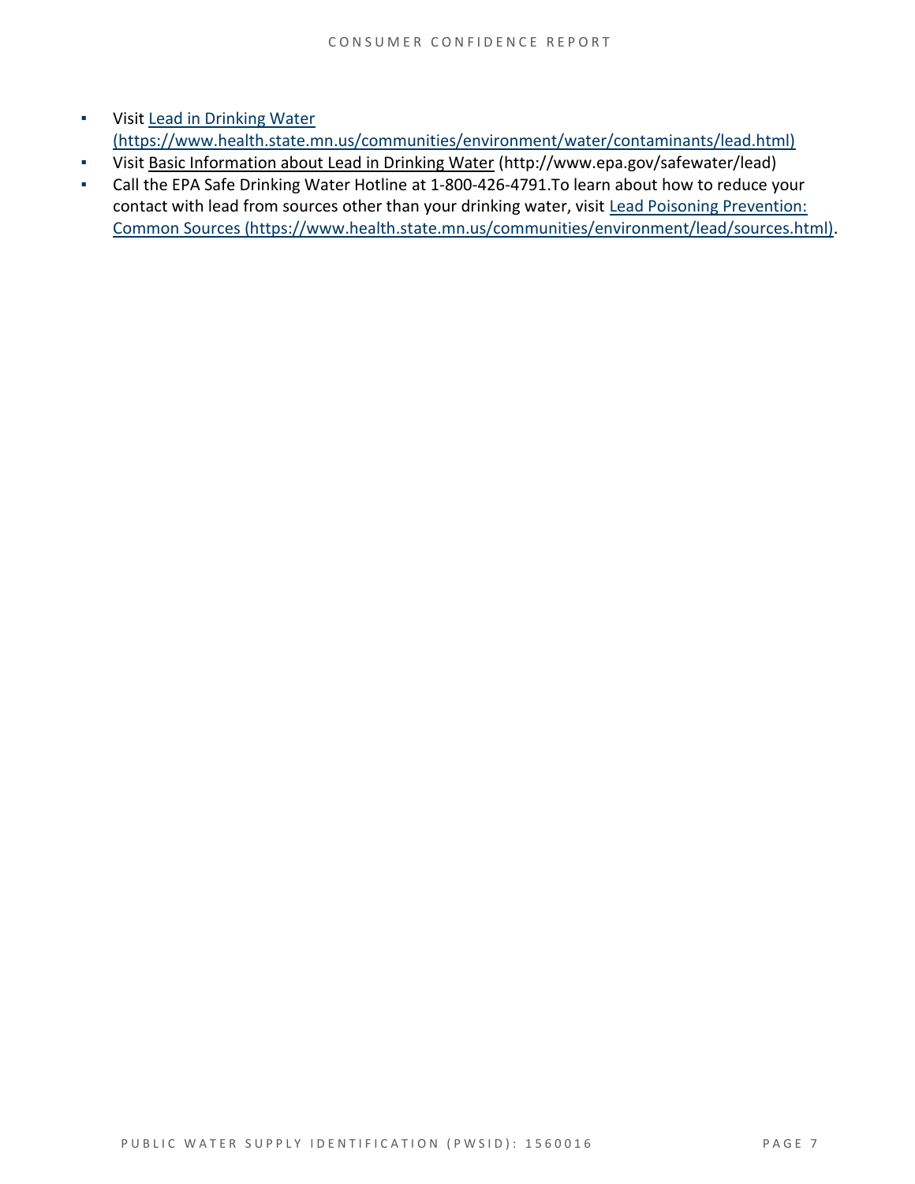- Visit [Lead in Drinking Water (https://www.health.state.mn.us/communities/environment/water/contaminants/lead.html)](https://www.health.state.mn.us/communities/environment/water/contaminants/lead.html)
- Visit Basic Information about Lead in Drinking Water (http://www.epa.gov/safewater/lead)
- Call the EPA Safe Drinking Water Hotline at 1-800-426-4791.To learn about how to reduce your contact with lead from sources other than your drinking water, visit [Lead Poisoning Prevention: Common Sources (https://www.health.state.mn.us/communities/environment/lead/sources.html)](https://www.health.state.mn.us/communities/environment/lead/sources.html).